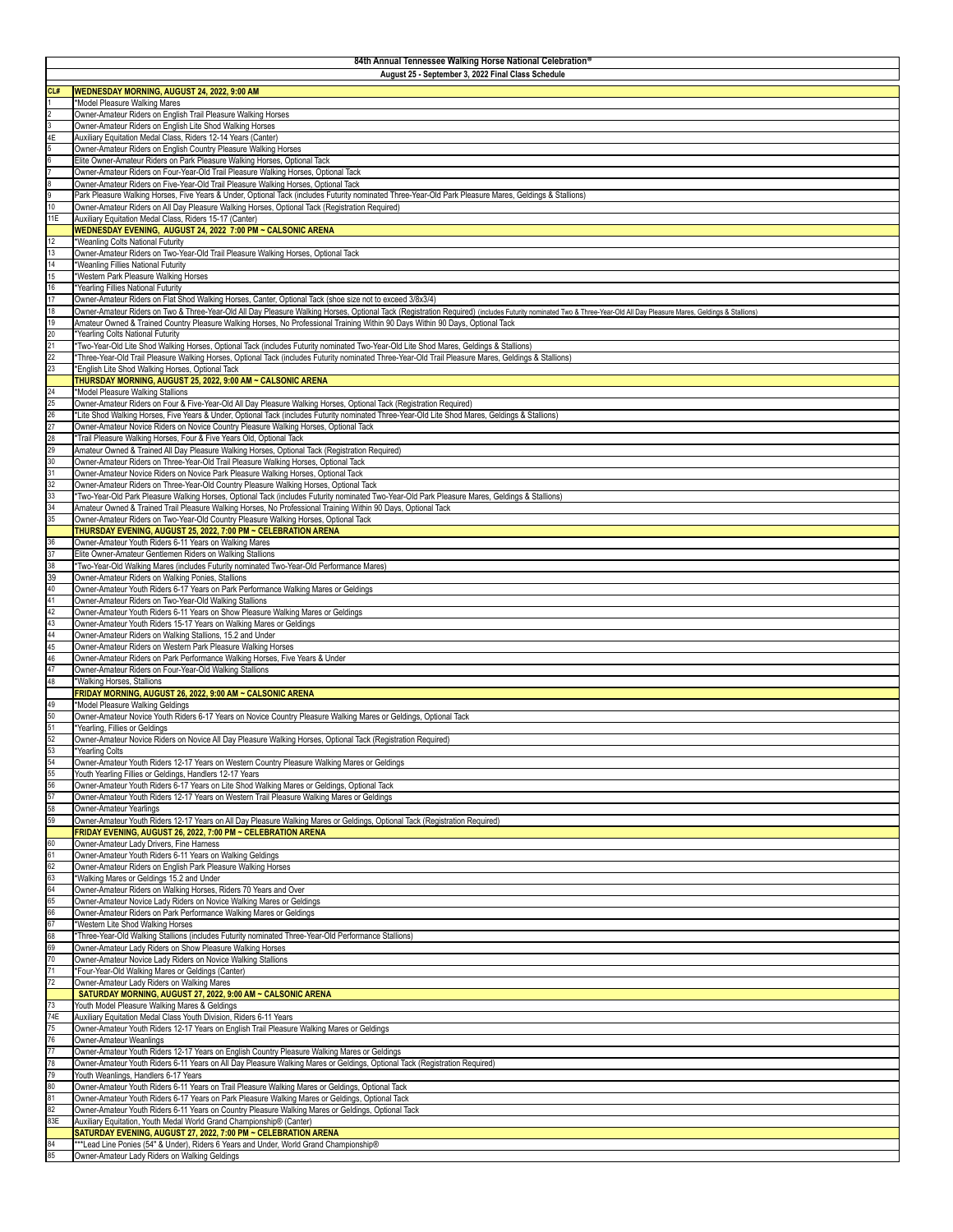| CL# | 84th Annual Tennessee Walking Horse National Celebration® August 25 - September 3, 2022 Final Class Schedule |
|---|---|
| | **WEDNESDAY MORNING, AUGUST 24, 2022, 9:00 AM** |
| 1 | *Model Pleasure Walking Mares |
| 2 | Owner-Amateur Riders on English Trail Pleasure Walking Horses |
| 3 | Owner-Amateur Riders on English Lite Shod Walking Horses |
| 4E | Auxiliary Equitation Medal Class, Riders 12-14 Years (Canter) |
| 5 | Owner-Amateur Riders on English Country Pleasure Walking Horses |
| 6 | Elite Owner-Amateur Riders on Park Pleasure Walking Horses, Optional Tack |
| 7 | Owner-Amateur Riders on Four-Year-Old Trail Pleasure Walking Horses, Optional Tack |
| 8 | Owner-Amateur Riders on Five-Year-Old Trail Pleasure Walking Horses, Optional Tack |
| 9 | Park Pleasure Walking Horses, Five Years & Under, Optional Tack (includes Futurity nominated Three-Year-Old Park Pleasure Mares, Geldings & Stallions) |
| 10 | Owner-Amateur Riders on All Day Pleasure Walking Horses, Optional Tack (Registration Required) |
| 11E | Auxiliary Equitation Medal Class, Riders 15-17 (Canter) |
| | **WEDNESDAY EVENING, AUGUST 24, 2022 7:00 PM ~ CALSONIC ARENA** |
| 12 | *Weanling Colts National Futurity |
| 13 | Owner-Amateur Riders on Two-Year-Old Trail Pleasure Walking Horses, Optional Tack |
| 14 | *Weanling Fillies National Futurity |
| 15 | *Western Park Pleasure Walking Horses |
| 16 | *Yearling Fillies National Futurity |
| 17 | Owner-Amateur Riders on Flat Shod Walking Horses, Canter, Optional Tack (shoe size not to exceed 3/8x3/4) |
| 18 | Owner-Amateur Riders on Two & Three-Year-Old All Day Pleasure Walking Horses, Optional Tack (Registration Required) (includes Futurity nominated Two & Three-Year-Old All Day Pleasure Mares, Geldings & Stallions) |
| 19 | Amateur Owned & Trained Country Pleasure Walking Horses, No Professional Training Within 90 Days Within 90 Days, Optional Tack |
| 20 | *Yearling Colts National Futurity |
| 21 | *Two-Year-Old Lite Shod Walking Horses, Optional Tack (includes Futurity nominated Two-Year-Old Lite Shod Mares, Geldings & Stallions) |
| 22 | *Three-Year-Old Trail Pleasure Walking Horses, Optional Tack (includes Futurity nominated Three-Year-Old Trail Pleasure Mares, Geldings & Stallions) |
| 23 | *English Lite Shod Walking Horses, Optional Tack |
| | **THURSDAY MORNING, AUGUST 25, 2022, 9:00 AM ~ CALSONIC ARENA** |
| 24 | *Model Pleasure Walking Stallions |
| 25 | Owner-Amateur Riders on Four & Five-Year-Old All Day Pleasure Walking Horses, Optional Tack (Registration Required) |
| 26 | *Lite Shod Walking Horses, Five Years & Under, Optional Tack (includes Futurity nominated Three-Year-Old Lite Shod Mares, Geldings & Stallions) |
| 27 | Owner-Amateur Novice Riders on Novice Country Pleasure Walking Horses, Optional Tack |
| 28 | *Trail Pleasure Walking Horses, Four & Five Years Old, Optional Tack |
| 29 | Amateur Owned & Trained All Day Pleasure Walking Horses, Optional Tack (Registration Required) |
| 30 | Owner-Amateur Riders on Three-Year-Old Trail Pleasure Walking Horses, Optional Tack |
| 31 | Owner-Amateur Novice Riders on Novice Park Pleasure Walking Horses, Optional Tack |
| 32 | Owner-Amateur Riders on Three-Year-Old Country Pleasure Walking Horses, Optional Tack |
| 33 | *Two-Year-Old Park Pleasure Walking Horses, Optional Tack (includes Futurity nominated Two-Year-Old Park Pleasure Mares, Geldings & Stallions) |
| 34 | Amateur Owned & Trained Trail Pleasure Walking Horses, No Professional Training Within 90 Days, Optional Tack |
| 35 | Owner-Amateur Riders on Two-Year-Old Country Pleasure Walking Horses, Optional Tack |
| | **THURSDAY EVENING, AUGUST 25, 2022, 7:00 PM ~ CELEBRATION ARENA** |
| 36 | Owner-Amateur Youth Riders 6-11 Years on Walking Mares |
| 37 | Elite Owner-Amateur Gentlemen Riders on Walking Stallions |
| 38 | *Two-Year-Old Walking Mares (includes Futurity nominated Two-Year-Old Performance Mares) |
| 39 | Owner-Amateur Riders on Walking Ponies, Stallions |
| 40 | Owner-Amateur Youth Riders 6-17 Years on Park Performance Walking Mares or Geldings |
| 41 | Owner-Amateur Riders on Two-Year-Old Walking Stallions |
| 42 | Owner-Amateur Youth Riders 6-11 Years on Show Pleasure Walking Mares or Geldings |
| 43 | Owner-Amateur Youth Riders 15-17 Years on Walking Mares or Geldings |
| 44 | Owner-Amateur Riders on Walking Stallions, 15.2 and Under |
| 45 | Owner-Amateur Riders on Western Park Pleasure Walking Horses |
| 46 | Owner-Amateur Riders on Park Performance Walking Horses, Five Years & Under |
| 47 | Owner-Amateur Riders on Four-Year-Old Walking Stallions |
| 48 | *Walking Horses, Stallions |
| | **FRIDAY MORNING, AUGUST 26, 2022, 9:00 AM ~ CALSONIC ARENA** |
| 49 | *Model Pleasure Walking Geldings |
| 50 | Owner-Amateur Novice Youth Riders 6-17 Years on Novice Country Pleasure Walking Mares or Geldings, Optional Tack |
| 51 | *Yearling, Fillies or Geldings |
| 52 | Owner-Amateur Novice Riders on Novice All Day Pleasure Walking Horses, Optional Tack (Registration Required) |
| 53 | *Yearling Colts |
| 54 | Owner-Amateur Youth Riders 12-17 Years on Western Country Pleasure Walking Mares or Geldings |
| 55 | Youth Yearling Fillies or Geldings, Handlers 12-17 Years |
| 56 | Owner-Amateur Youth Riders 6-17 Years on Lite Shod Walking Mares or Geldings, Optional Tack |
| 57 | Owner-Amateur Youth Riders 12-17 Years on Western Trail Pleasure Walking Mares or Geldings |
| 58 | Owner-Amateur Yearlings |
| 59 | Owner-Amateur Youth Riders 12-17 Years on All Day Pleasure Walking Mares or Geldings, Optional Tack (Registration Required) |
| | **FRIDAY EVENING, AUGUST 26, 2022, 7:00 PM ~ CELEBRATION ARENA** |
| 60 | Owner-Amateur Lady Drivers, Fine Harness |
| 61 | Owner-Amateur Youth Riders 6-11 Years on Walking Geldings |
| 62 | Owner-Amateur Riders on English Park Pleasure Walking Horses |
| 63 | *Walking Mares or Geldings 15.2 and Under |
| 64 | Owner-Amateur Riders on Walking Horses, Riders 70 Years and Over |
| 65 | Owner-Amateur Novice Lady Riders on Novice Walking Mares or Geldings |
| 66 | Owner-Amateur Riders on Park Performance Walking Mares or Geldings |
| 67 | *Western Lite Shod Walking Horses |
| 68 | *Three-Year-Old Walking Stallions (includes Futurity nominated Three-Year-Old Performance Stallions) |
| 69 | Owner-Amateur Lady Riders on Show Pleasure Walking Horses |
| 70 | Owner-Amateur Novice Lady Riders on Novice Walking Stallions |
| 71 | *Four-Year-Old Walking Mares or Geldings (Canter) |
| 72 | Owner-Amateur Lady Riders on Walking Mares |
| | **SATURDAY MORNING, AUGUST 27, 2022, 9:00 AM ~ CALSONIC ARENA** |
| 73 | Youth Model Pleasure Walking Mares & Geldings |
| 74E | Auxiliary Equitation Medal Class Youth Division, Riders 6-11 Years |
| 75 | Owner-Amateur Youth Riders 12-17 Years on English Trail Pleasure Walking Mares or Geldings |
| 76 | Owner-Amateur Weanlings |
| 77 | Owner-Amateur Youth Riders 12-17 Years on English Country Pleasure Walking Mares or Geldings |
| 78 | Owner-Amateur Youth Riders 6-11 Years on All Day Pleasure Walking Mares or Geldings, Optional Tack (Registration Required) |
| 79 | Youth Weanlings, Handlers 6-17 Years |
| 80 | Owner-Amateur Youth Riders 6-11 Years on Trail Pleasure Walking Mares or Geldings, Optional Tack |
| 81 | Owner-Amateur Youth Riders 6-17 Years on Park Pleasure Walking Mares or Geldings, Optional Tack |
| 82 | Owner-Amateur Youth Riders 6-11 Years on Country Pleasure Walking Mares or Geldings, Optional Tack |
| 83E | Auxiliary Equitation, Youth Medal World Grand Championship® (Canter) |
| | **SATURDAY EVENING, AUGUST 27, 2022, 7:00 PM ~ CELEBRATION ARENA** |
| 84 | ***Lead Line Ponies (54" & Under), Riders 6 Years and Under, World Grand Championship® |
| 85 | Owner-Amateur Lady Riders on Walking Geldings |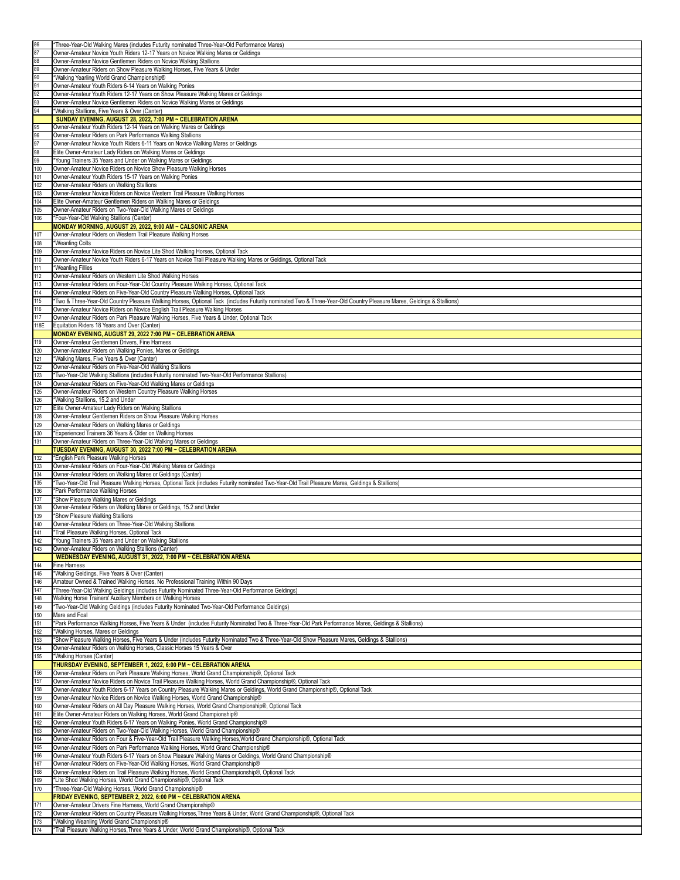| | |
|---|---|
| 86 | *Three-Year-Old Walking Mares (includes Futurity nominated Three-Year-Old Performance Mares) |
| 87 | Owner-Amateur Novice Youth Riders 12-17 Years on Novice Walking Mares or Geldings |
| 88 | Owner-Amateur Novice Gentlemen Riders on Novice Walking Stallions |
| 89 | Owner-Amateur Riders on Show Pleasure Walking Horses, Five Years & Under |
| 90 | *Walking Yearling World Grand Championship® |
| 91 | Owner-Amateur Youth Riders 6-14 Years on Walking Ponies |
| 92 | Owner-Amateur Youth Riders 12-17 Years on Show Pleasure Walking Mares or Geldings |
| 93 | Owner-Amateur Novice Gentlemen Riders on Novice Walking Mares or Geldings |
| 94 | *Walking Stallions, Five Years & Over (Canter) |
| | **SUNDAY EVENING, AUGUST 28, 2022, 7:00 PM ~ CELEBRATION ARENA** |
| 95 | Owner-Amateur Youth Riders 12-14 Years on Walking Mares or Geldings |
| 96 | Owner-Amateur Riders on Park Performance Walking Stallions |
| 97 | Owner-Amateur Novice Youth Riders 6-11 Years on Novice Walking Mares or Geldings |
| 98 | Elite Owner-Amateur Lady Riders on Walking Mares or Geldings |
| 99 | *Young Trainers 35 Years and Under on Walking Mares or Geldings |
| 100 | Owner-Amateur Novice Riders on Novice Show Pleasure Walking Horses |
| 101 | Owner-Amateur Youth Riders 15-17 Years on Walking Ponies |
| 102 | Owner-Amateur Riders on Walking Stallions |
| 103 | Owner-Amateur Novice Riders on Novice Western Trail Pleasure Walking Horses |
| 104 | Elite Owner-Amateur Gentlemen Riders on Walking Mares or Geldings |
| 105 | Owner-Amateur Riders on Two-Year-Old Walking Mares or Geldings |
| 106 | *Four-Year-Old Walking Stallions (Canter) |
| | **MONDAY MORNING, AUGUST 29, 2022, 9:00 AM ~ CALSONIC ARENA** |
| 107 | Owner-Amateur Riders on Western Trail Pleasure Walking Horses |
| 108 | *Weanling Colts |
| 109 | Owner-Amateur Novice Riders on Novice Lite Shod Walking Horses, Optional Tack |
| 110 | Owner-Amateur Novice Youth Riders 6-17 Years on Novice Trail Pleasure Walking Mares or Geldings, Optional Tack |
| 111 | *Weanling Fillies |
| 112 | Owner-Amateur Riders on Western Lite Shod Walking Horses |
| 113 | Owner-Amateur Riders on Four-Year-Old Country Pleasure Walking Horses, Optional Tack |
| 114 | Owner-Amateur Riders on Five-Year-Old Country Pleasure Walking Horses, Optional Tack |
| 115 | *Two & Three-Year-Old Country Pleasure Walking Horses, Optional Tack (includes Futurity nominated Two & Three-Year-Old Country Pleasure Mares, Geldings & Stallions) |
| 116 | Owner-Amateur Novice Riders on Novice English Trail Pleasure Walking Horses |
| 117 | Owner-Amateur Riders on Park Pleasure Walking Horses, Five Years & Under, Optional Tack |
| 118E | Equitation Riders 18 Years and Over (Canter) |
| | **MONDAY EVENING, AUGUST 29, 2022 7:00 PM ~ CELEBRATION ARENA** |
| 119 | Owner-Amateur Gentlemen Drivers, Fine Harness |
| 120 | Owner-Amateur Riders on Walking Ponies, Mares or Geldings |
| 121 | *Walking Mares, Five Years & Over (Canter) |
| 122 | Owner-Amateur Riders on Five-Year-Old Walking Stallions |
| 123 | *Two-Year-Old Walking Stallions (includes Futurity nominated Two-Year-Old Performance Stallions) |
| 124 | Owner-Amateur Riders on Five-Year-Old Walking Mares or Geldings |
| 125 | Owner-Amateur Riders on Western Country Pleasure Walking Horses |
| 126 | *Walking Stallions, 15.2 and Under |
| 127 | Elite Owner-Amateur Lady Riders on Walking Stallions |
| 128 | Owner-Amateur Gentlemen Riders on Show Pleasure Walking Horses |
| 129 | Owner-Amateur Riders on Walking Mares or Geldings |
| 130 | *Experienced Trainers 36 Years & Older on Walking Horses |
| 131 | Owner-Amateur Riders on Three-Year-Old Walking Mares or Geldings |
| | **TUESDAY EVENING, AUGUST 30, 2022 7:00 PM ~ CELEBRATION ARENA** |
| 132 | *English Park Pleasure Walking Horses |
| 133 | Owner-Amateur Riders on Four-Year-Old Walking Mares or Geldings |
| 134 | Owner-Amateur Riders on Walking Mares or Geldings (Canter) |
| 135 | *Two-Year-Old Trail Pleasure Walking Horses, Optional Tack (includes Futurity nominated Two-Year-Old Trail Pleasure Mares, Geldings & Stallions) |
| 136 | *Park Performance Walking Horses |
| 137 | *Show Pleasure Walking Mares or Geldings |
| 138 | Owner-Amateur Riders on Walking Mares or Geldings, 15.2 and Under |
| 139 | *Show Pleasure Walking Stallions |
| 140 | Owner-Amateur Riders on Three-Year-Old Walking Stallions |
| 141 | *Trail Pleasure Walking Horses, Optional Tack |
| 142 | *Young Trainers 35 Years and Under on Walking Stallions |
| 143 | Owner-Amateur Riders on Walking Stallions (Canter) |
| | **WEDNESDAY EVENING, AUGUST 31, 2022, 7:00 PM ~ CELEBRATION ARENA** |
| 144 | Fine Harness |
| 145 | *Walking Geldings, Five Years & Over (Canter) |
| 146 | Amateur Owned & Trained Walking Horses, No Professional Training Within 90 Days |
| 147 | *Three-Year-Old Walking Geldings (includes Futurity Nominated Three-Year-Old Performance Geldings) |
| 148 | Walking Horse Trainers' Auxiliary Members on Walking Horses |
| 149 | *Two-Year-Old Walking Geldings (includes Futurity Nominated Two-Year-Old Performance Geldings) |
| 150 | Mare and Foal |
| 151 | *Park Performance Walking Horses, Five Years & Under (includes Futurity Nominated Two & Three-Year-Old Park Performance Mares, Geldings & Stallions) |
| 152 | *Walking Horses, Mares or Geldings |
| 153 | *Show Pleasure Walking Horses, Five Years & Under (includes Futurity Nominated Two & Three-Year-Old Show Pleasure Mares, Geldings & Stallions) |
| 154 | Owner-Amateur Riders on Walking Horses, Classic Horses 15 Years & Over |
| 155 | *Walking Horses (Canter) |
| | **THURSDAY EVENING, SEPTEMBER 1, 2022, 6:00 PM ~ CELEBRATION ARENA** |
| 156 | Owner-Amateur Riders on Park Pleasure Walking Horses, World Grand Championship®, Optional Tack |
| 157 | Owner-Amateur Novice Riders on Novice Trail Pleasure Walking Horses, World Grand Championship®, Optional Tack |
| 158 | Owner-Amateur Youth Riders 6-17 Years on Country Pleasure Walking Mares or Geldings, World Grand Championship®, Optional Tack |
| 159 | Owner-Amateur Novice Riders on Novice Walking Horses, World Grand Championship® |
| 160 | Owner-Amateur Riders on All Day Pleasure Walking Horses, World Grand Championship®, Optional Tack |
| 161 | Elite Owner-Amateur Riders on Walking Horses, World Grand Championship® |
| 162 | Owner-Amateur Youth Riders 6-17 Years on Walking Ponies, World Grand Championship® |
| 163 | Owner-Amateur Riders on Two-Year-Old Walking Horses, World Grand Championship® |
| 164 | Owner-Amateur Riders on Four & Five-Year-Old Trail Pleasure Walking Horses,World Grand Championship®, Optional Tack |
| 165 | Owner-Amateur Riders on Park Performance Walking Horses, World Grand Championship® |
| 166 | Owner-Amateur Youth Riders 6-17 Years on Show Pleasure Walking Mares or Geldings, World Grand Championship® |
| 167 | Owner-Amateur Riders on Five-Year-Old Walking Horses, World Grand Championship® |
| 168 | Owner-Amateur Riders on Trail Pleasure Walking Horses, World Grand Championship®, Optional Tack |
| 169 | *Lite Shod Walking Horses, World Grand Championship®, Optional Tack |
| 170 | *Three-Year-Old Walking Horses, World Grand Championship® |
| | **FRIDAY EVENING, SEPTEMBER 2, 2022, 6:00 PM ~ CELEBRATION ARENA** |
| 171 | Owner-Amateur Drivers Fine Harness, World Grand Championship® |
| 172 | Owner-Amateur Riders on Country Pleasure Walking Horses,Three Years & Under, World Grand Championship®, Optional Tack |
| 173 | *Walking Weanling World Grand Championship® |
| 174 | *Trail Pleasure Walking Horses,Three Years & Under, World Grand Championship®, Optional Tack |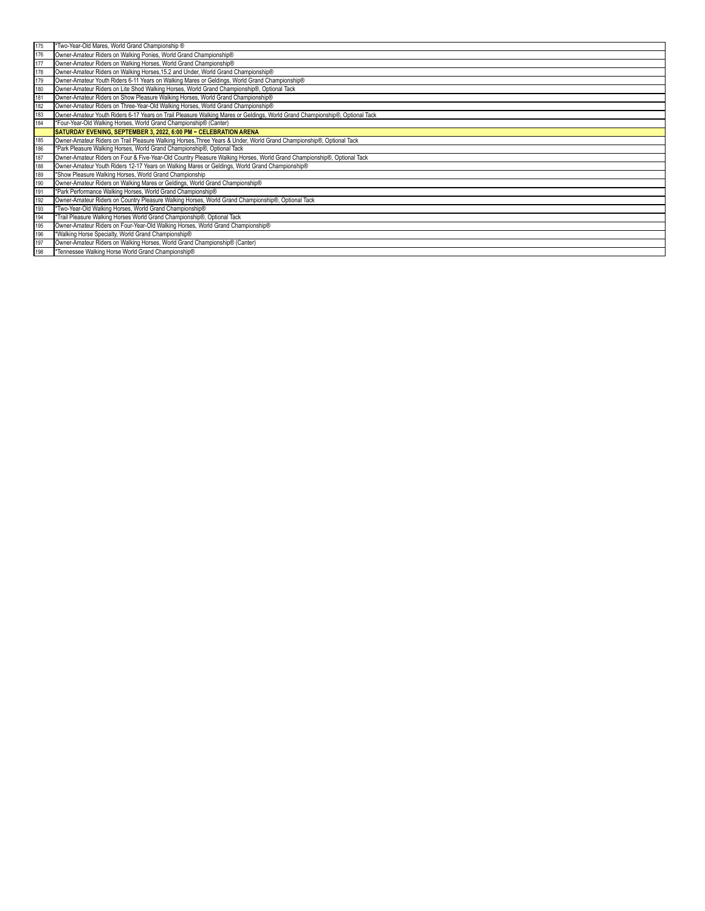| | |
|---|---|
| 175 | *Two-Year-Old Mares, World Grand Championship ® |
| 176 | Owner-Amateur Riders on Walking Ponies, World Grand Championship® |
| 177 | Owner-Amateur Riders on Walking Horses, World Grand Championship® |
| 178 | Owner-Amateur Riders on Walking Horses,15.2 and Under, World Grand Championship® |
| 179 | Owner-Amateur Youth Riders 6-11 Years on Walking Mares or Geldings, World Grand Championship® |
| 180 | Owner-Amateur Riders on Lite Shod Walking Horses, World Grand Championship®, Optional Tack |
| 181 | Owner-Amateur Riders on Show Pleasure Walking Horses, World Grand Championship® |
| 182 | Owner-Amateur Riders on Three-Year-Old Walking Horses, World Grand Championship® |
| 183 | Owner-Amateur Youth Riders 6-17 Years on Trail Pleasure Walking Mares or Geldings, World Grand Championship®, Optional Tack |
| 184 | *Four-Year-Old Walking Horses, World Grand Championship® (Canter) |
| | **SATURDAY EVENING, SEPTEMBER 3, 2022, 6:00 PM ~ CELEBRATION ARENA** |
| 185 | Owner-Amateur Riders on Trail Pleasure Walking Horses,Three Years & Under, World Grand Championship®, Optional Tack |
| 186 | *Park Pleasure Walking Horses, World Grand Championship®, Optional Tack |
| 187 | Owner-Amateur Riders on Four & Five-Year-Old Country Pleasure Walking Horses, World Grand Championship®, Optional Tack |
| 188 | Owner-Amateur Youth Riders 12-17 Years on Walking Mares or Geldings, World Grand Championship® |
| 189 | *Show Pleasure Walking Horses, World Grand Championship |
| 190 | Owner-Amateur Riders on Walking Mares or Geldings, World Grand Championship® |
| 191 | *Park Performance Walking Horses, World Grand Championship® |
| 192 | Owner-Amateur Riders on Country Pleasure Walking Horses, World Grand Championship®, Optional Tack |
| 193 | *Two-Year-Old Walking Horses, World Grand Championship® |
| 194 | *Trail Pleasure Walking Horses World Grand Championship®, Optional Tack |
| 195 | Owner-Amateur Riders on Four-Year-Old Walking Horses, World Grand Championship® |
| 196 | *Walking Horse Specialty, World Grand Championship® |
| 197 | Owner-Amateur Riders on Walking Horses, World Grand Championship® (Canter) |
| 198 | *Tennessee Walking Horse World Grand Championship® |